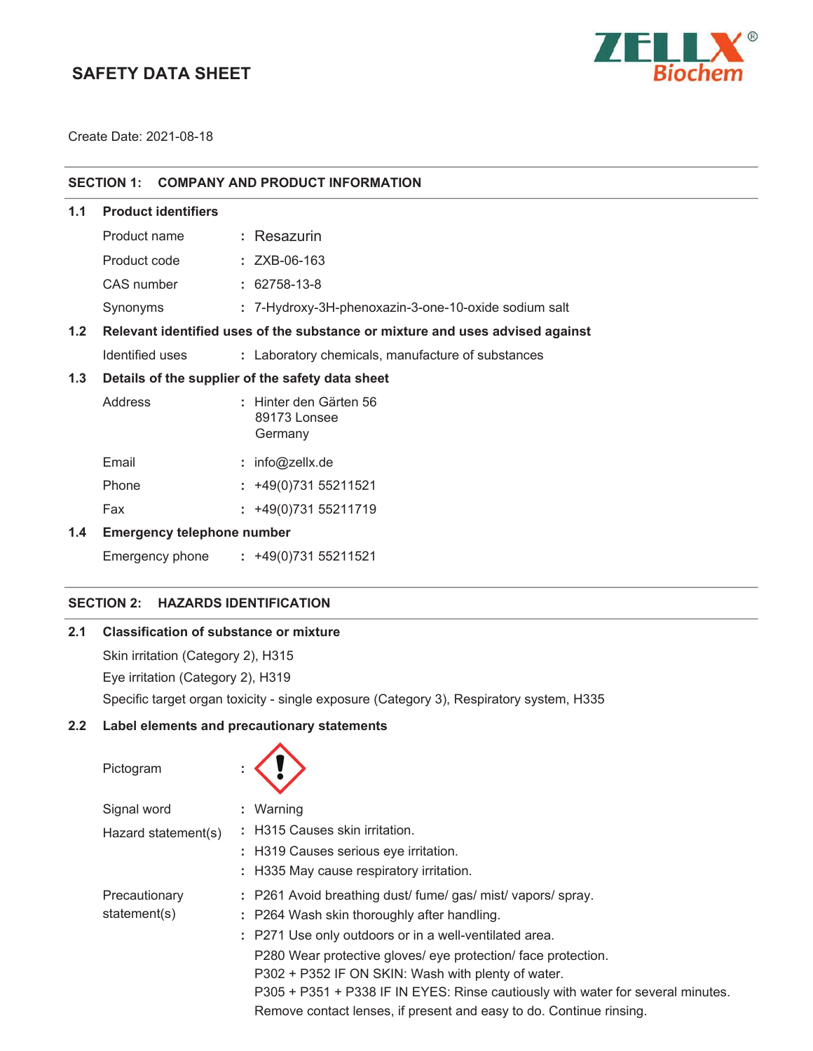# SAFETY DATA SHEET

ZELLX® Biochem

Create Date: 2021-08-18

## SECTION 1: COMPANY AND PRODUCT INFORMATION

### 1.1 Product identifiers

| | | |
|---|---|---|
| Product name | : | Resazurin |
| Product code | : | ZXB-06-163 |
| CAS number | : | 62758-13-8 |
| Synonyms | : | 7-Hydroxy-3H-phenoxazin-3-one-10-oxide sodium salt |

### 1.2 Relevant identified uses of the substance or mixture and uses advised against

| | | |
|---|---|---|
| Identified uses | : | Laboratory chemicals, manufacture of substances |

### 1.3 Details of the supplier of the safety data sheet

| | | |
|---|---|---|
| Address | : | Hinter den Gärten 56<br>89173 Lonsee<br>Germany |
| Email | : | info@zellx.de |
| Phone | : | +49(0)731 55211521 |
| Fax | : | +49(0)731 55211719 |

### 1.4 Emergency telephone number

| | | |
|---|---|---|
| Emergency phone | : | +49(0)731 55211521 |

## SECTION 2: HAZARDS IDENTIFICATION

### 2.1 Classification of substance or mixture

Skin irritation (Category 2), H315

Eye irritation (Category 2), H319

Specific target organ toxicity - single exposure (Category 3), Respiratory system, H335

### 2.2 Label elements and precautionary statements

Pictogram :

Signal word : Warning

Hazard statement(s) :
- H315 Causes skin irritation.
- H319 Causes serious eye irritation.
- H335 May cause respiratory irritation.

Precautionary statement(s) :
- P261 Avoid breathing dust/ fume/ gas/ mist/ vapors/ spray.
- P264 Wash skin thoroughly after handling.
- P271 Use only outdoors or in a well-ventilated area.

  P280 Wear protective gloves/ eye protection/ face protection.

  P302 + P352 IF ON SKIN: Wash with plenty of water.

  P305 + P351 + P338 IF IN EYES: Rinse cautiously with water for several minutes. Remove contact lenses, if present and easy to do. Continue rinsing.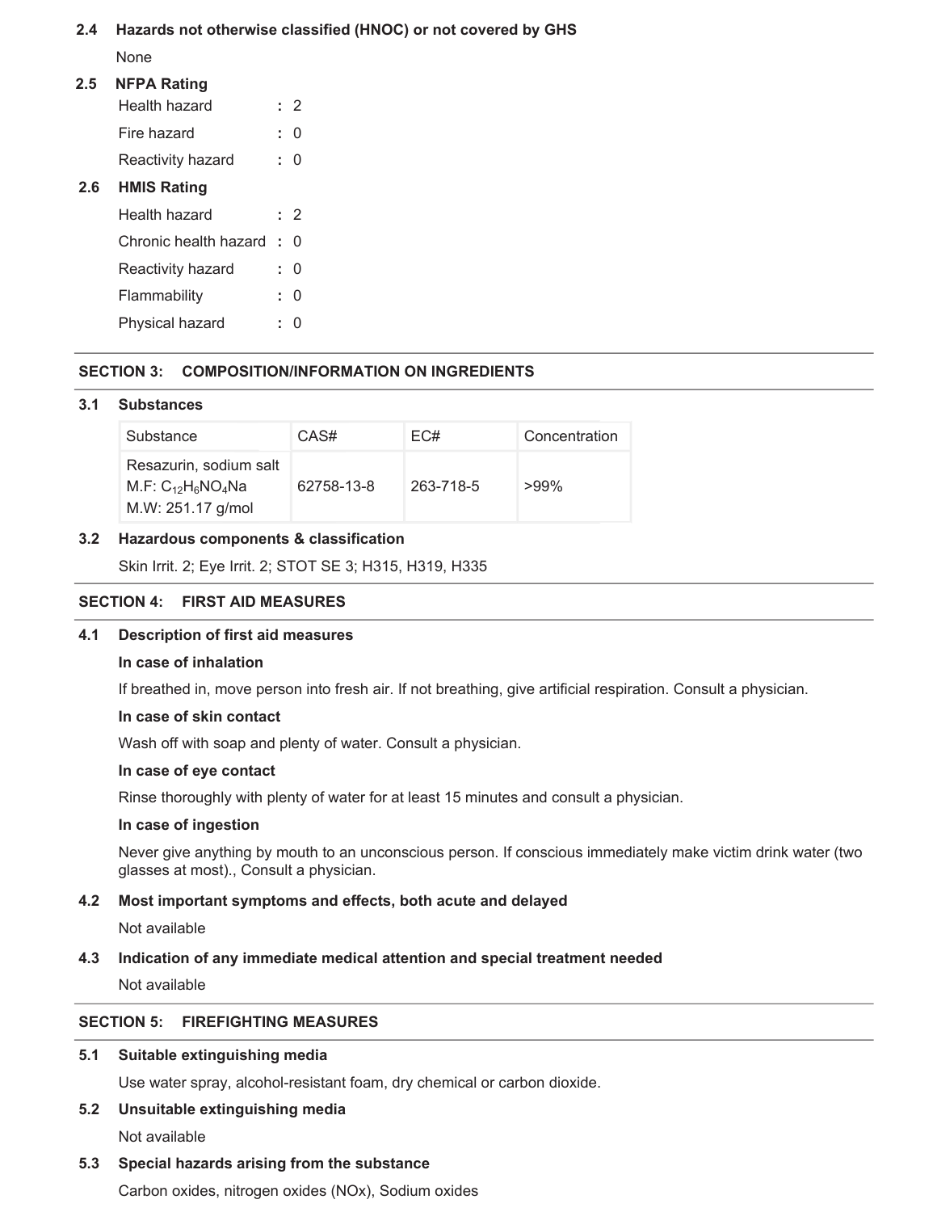### 2.4 Hazards not otherwise classified (HNOC) or not covered by GHS

None

### 2.5 NFPA Rating

| | | |
|---|---|---|
| Health hazard | : | 2 |
| Fire hazard | : | 0 |
| Reactivity hazard | : | 0 |

### 2.6 HMIS Rating

| | | |
|---|---|---|
| Health hazard | : | 2 |
| Chronic health hazard | : | 0 |
| Reactivity hazard | : | 0 |
| Flammability | : | 0 |
| Physical hazard | : | 0 |

## SECTION 3: COMPOSITION/INFORMATION ON INGREDIENTS

### 3.1 Substances

| Substance | CAS# | EC# | Concentration |
|---|---|---|---|
| Resazurin, sodium salt<br>M.F: $C_{12}H_6NO_4Na$<br>M.W: 251.17 g/mol | 62758-13-8 | 263-718-5 | >99% |

### 3.2 Hazardous components & classification

Skin Irrit. 2; Eye Irrit. 2; STOT SE 3; H315, H319, H335

## SECTION 4: FIRST AID MEASURES

### 4.1 Description of first aid measures

**In case of inhalation**

If breathed in, move person into fresh air. If not breathing, give artificial respiration. Consult a physician.

**In case of skin contact**

Wash off with soap and plenty of water. Consult a physician.

**In case of eye contact**

Rinse thoroughly with plenty of water for at least 15 minutes and consult a physician.

**In case of ingestion**

Never give anything by mouth to an unconscious person. If conscious immediately make victim drink water (two glasses at most)., Consult a physician.

### 4.2 Most important symptoms and effects, both acute and delayed

Not available

### 4.3 Indication of any immediate medical attention and special treatment needed

Not available

## SECTION 5: FIREFIGHTING MEASURES

### 5.1 Suitable extinguishing media

Use water spray, alcohol-resistant foam, dry chemical or carbon dioxide.

### 5.2 Unsuitable extinguishing media

Not available

### 5.3 Special hazards arising from the substance

Carbon oxides, nitrogen oxides (NOx), Sodium oxides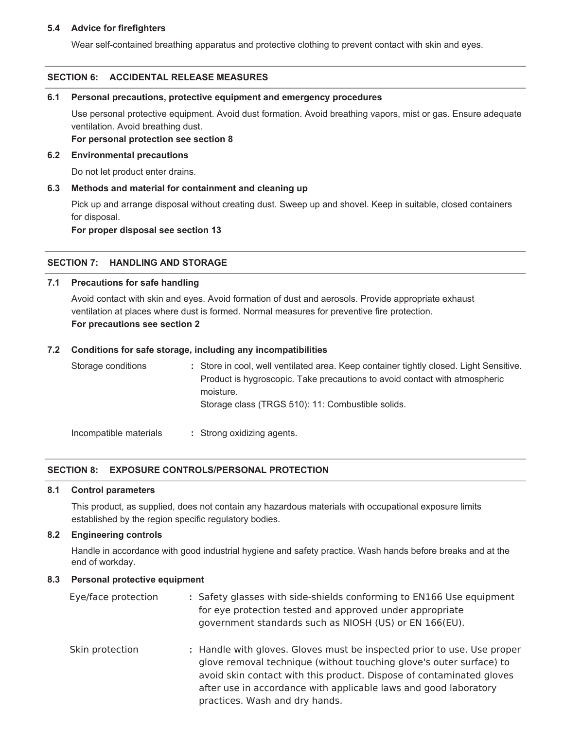### 5.4 Advice for firefighters

Wear self-contained breathing apparatus and protective clothing to prevent contact with skin and eyes.

## SECTION 6: ACCIDENTAL RELEASE MEASURES

### 6.1 Personal precautions, protective equipment and emergency procedures

Use personal protective equipment. Avoid dust formation. Avoid breathing vapors, mist or gas. Ensure adequate ventilation. Avoid breathing dust.

**For personal protection see section 8**

### 6.2 Environmental precautions

Do not let product enter drains.

### 6.3 Methods and material for containment and cleaning up

Pick up and arrange disposal without creating dust. Sweep up and shovel. Keep in suitable, closed containers for disposal.

**For proper disposal see section 13**

## SECTION 7: HANDLING AND STORAGE

### 7.1 Precautions for safe handling

Avoid contact with skin and eyes. Avoid formation of dust and aerosols. Provide appropriate exhaust ventilation at places where dust is formed. Normal measures for preventive fire protection.

**For precautions see section 2**

### 7.2 Conditions for safe storage, including any incompatibilities

Storage conditions : Store in cool, well ventilated area. Keep container tightly closed. Light Sensitive. Product is hygroscopic. Take precautions to avoid contact with atmospheric moisture.
Storage class (TRGS 510): 11: Combustible solids.

Incompatible materials : Strong oxidizing agents.

## SECTION 8: EXPOSURE CONTROLS/PERSONAL PROTECTION

### 8.1 Control parameters

This product, as supplied, does not contain any hazardous materials with occupational exposure limits established by the region specific regulatory bodies.

### 8.2 Engineering controls

Handle in accordance with good industrial hygiene and safety practice. Wash hands before breaks and at the end of workday.

### 8.3 Personal protective equipment

Eye/face protection : Safety glasses with side-shields conforming to EN166 Use equipment for eye protection tested and approved under appropriate government standards such as NIOSH (US) or EN 166(EU).

Skin protection : Handle with gloves. Gloves must be inspected prior to use. Use proper glove removal technique (without touching glove's outer surface) to avoid skin contact with this product. Dispose of contaminated gloves after use in accordance with applicable laws and good laboratory practices. Wash and dry hands.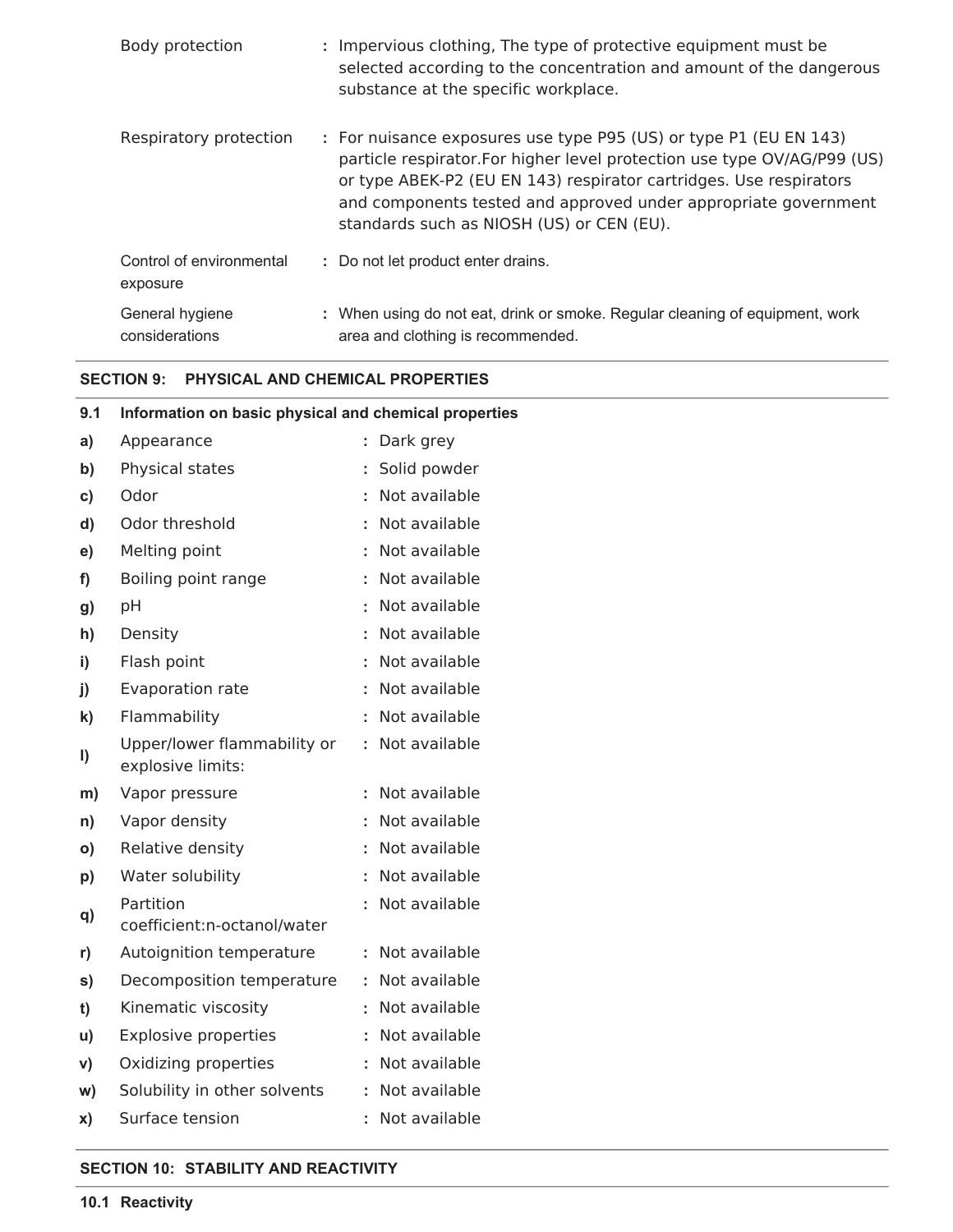| | | |
|---|---|---|
| Body protection | : | Impervious clothing, The type of protective equipment must be selected according to the concentration and amount of the dangerous substance at the specific workplace. |
| Respiratory protection | : | For nuisance exposures use type P95 (US) or type P1 (EU EN 143) particle respirator.For higher level protection use type OV/AG/P99 (US) or type ABEK-P2 (EU EN 143) respirator cartridges. Use respirators and components tested and approved under appropriate government standards such as NIOSH (US) or CEN (EU). |
| Control of environmental exposure | : | Do not let product enter drains. |
| General hygiene considerations | : | When using do not eat, drink or smoke. Regular cleaning of equipment, work area and clothing is recommended. |

## SECTION 9: PHYSICAL AND CHEMICAL PROPERTIES

### 9.1 Information on basic physical and chemical properties

| | | |
|---|---|---|
| a) | Appearance | : Dark grey |
| b) | Physical states | : Solid powder |
| c) | Odor | : Not available |
| d) | Odor threshold | : Not available |
| e) | Melting point | : Not available |
| f) | Boiling point range | : Not available |
| g) | pH | : Not available |
| h) | Density | : Not available |
| i) | Flash point | : Not available |
| j) | Evaporation rate | : Not available |
| k) | Flammability | : Not available |
| l) | Upper/lower flammability or explosive limits: | : Not available |
| m) | Vapor pressure | : Not available |
| n) | Vapor density | : Not available |
| o) | Relative density | : Not available |
| p) | Water solubility | : Not available |
| q) | Partition coefficient:n-octanol/water | : Not available |
| r) | Autoignition temperature | : Not available |
| s) | Decomposition temperature | : Not available |
| t) | Kinematic viscosity | : Not available |
| u) | Explosive properties | : Not available |
| v) | Oxidizing properties | : Not available |
| w) | Solubility in other solvents | : Not available |
| x) | Surface tension | : Not available |

## SECTION 10: STABILITY AND REACTIVITY

### 10.1 Reactivity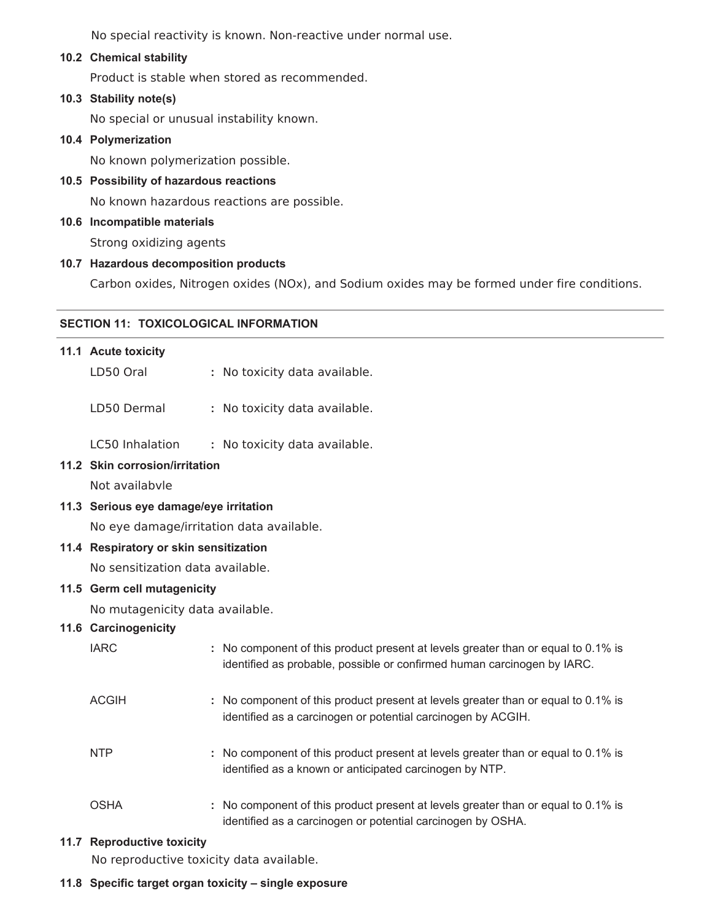No special reactivity is known. Non-reactive under normal use.

**10.2 Chemical stability**

Product is stable when stored as recommended.

**10.3 Stability note(s)**

No special or unusual instability known.

**10.4 Polymerization**

No known polymerization possible.

**10.5 Possibility of hazardous reactions**

No known hazardous reactions are possible.

**10.6 Incompatible materials**

Strong oxidizing agents

**10.7 Hazardous decomposition products**

Carbon oxides, Nitrogen oxides (NOx), and Sodium oxides may be formed under fire conditions.

## SECTION 11: TOXICOLOGICAL INFORMATION

**11.1 Acute toxicity**

LD50 Oral : No toxicity data available.

LD50 Dermal : No toxicity data available.

LC50 Inhalation : No toxicity data available.

**11.2 Skin corrosion/irritation**

Not availabvle

**11.3 Serious eye damage/eye irritation**

No eye damage/irritation data available.

**11.4 Respiratory or skin sensitization**

No sensitization data available.

**11.5 Germ cell mutagenicity**

No mutagenicity data available.

**11.6 Carcinogenicity**

IARC : No component of this product present at levels greater than or equal to 0.1% is identified as probable, possible or confirmed human carcinogen by IARC.

ACGIH : No component of this product present at levels greater than or equal to 0.1% is identified as a carcinogen or potential carcinogen by ACGIH.

NTP : No component of this product present at levels greater than or equal to 0.1% is identified as a known or anticipated carcinogen by NTP.

OSHA : No component of this product present at levels greater than or equal to 0.1% is identified as a carcinogen or potential carcinogen by OSHA.

**11.7 Reproductive toxicity**

No reproductive toxicity data available.

**11.8 Specific target organ toxicity – single exposure**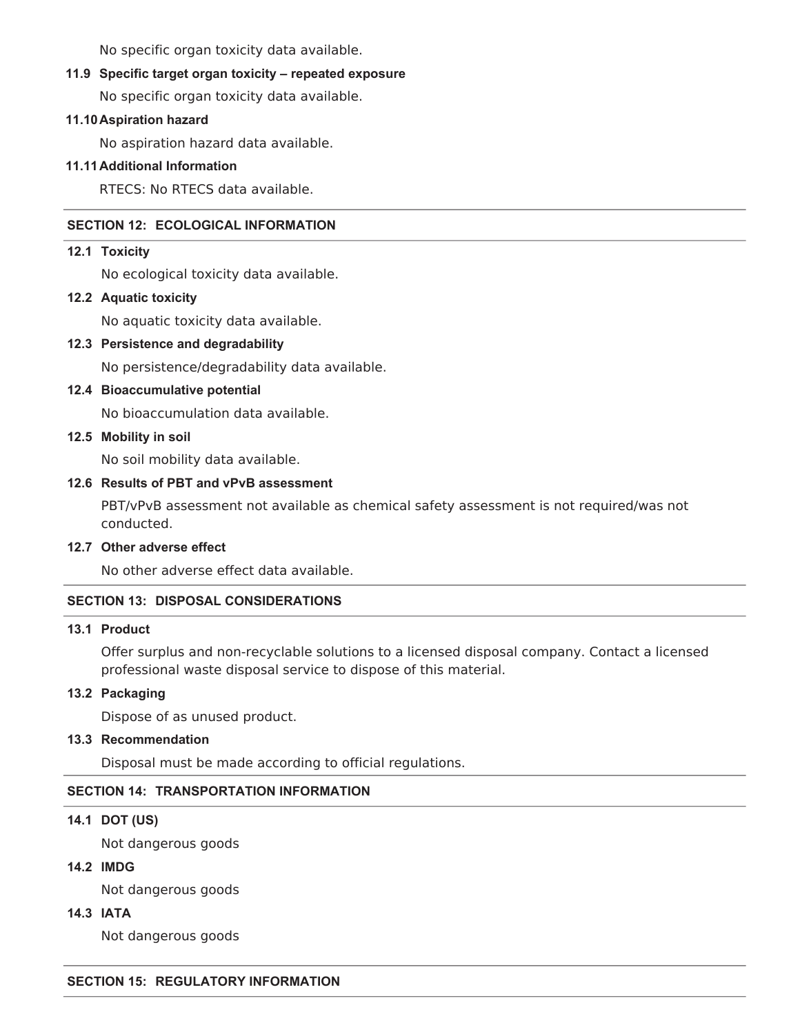No specific organ toxicity data available.

**11.9 Specific target organ toxicity – repeated exposure**

No specific organ toxicity data available.

**11.10 Aspiration hazard**

No aspiration hazard data available.

**11.11 Additional Information**

RTECS: No RTECS data available.

## SECTION 12: ECOLOGICAL INFORMATION

**12.1 Toxicity**

No ecological toxicity data available.

**12.2 Aquatic toxicity**

No aquatic toxicity data available.

**12.3 Persistence and degradability**

No persistence/degradability data available.

**12.4 Bioaccumulative potential**

No bioaccumulation data available.

**12.5 Mobility in soil**

No soil mobility data available.

**12.6 Results of PBT and vPvB assessment**

PBT/vPvB assessment not available as chemical safety assessment is not required/was not conducted.

**12.7 Other adverse effect**

No other adverse effect data available.

## SECTION 13: DISPOSAL CONSIDERATIONS

**13.1 Product**

Offer surplus and non-recyclable solutions to a licensed disposal company. Contact a licensed professional waste disposal service to dispose of this material.

**13.2 Packaging**

Dispose of as unused product.

**13.3 Recommendation**

Disposal must be made according to official regulations.

## SECTION 14: TRANSPORTATION INFORMATION

**14.1 DOT (US)**

Not dangerous goods

**14.2 IMDG**

Not dangerous goods

**14.3 IATA**

Not dangerous goods

## SECTION 15: REGULATORY INFORMATION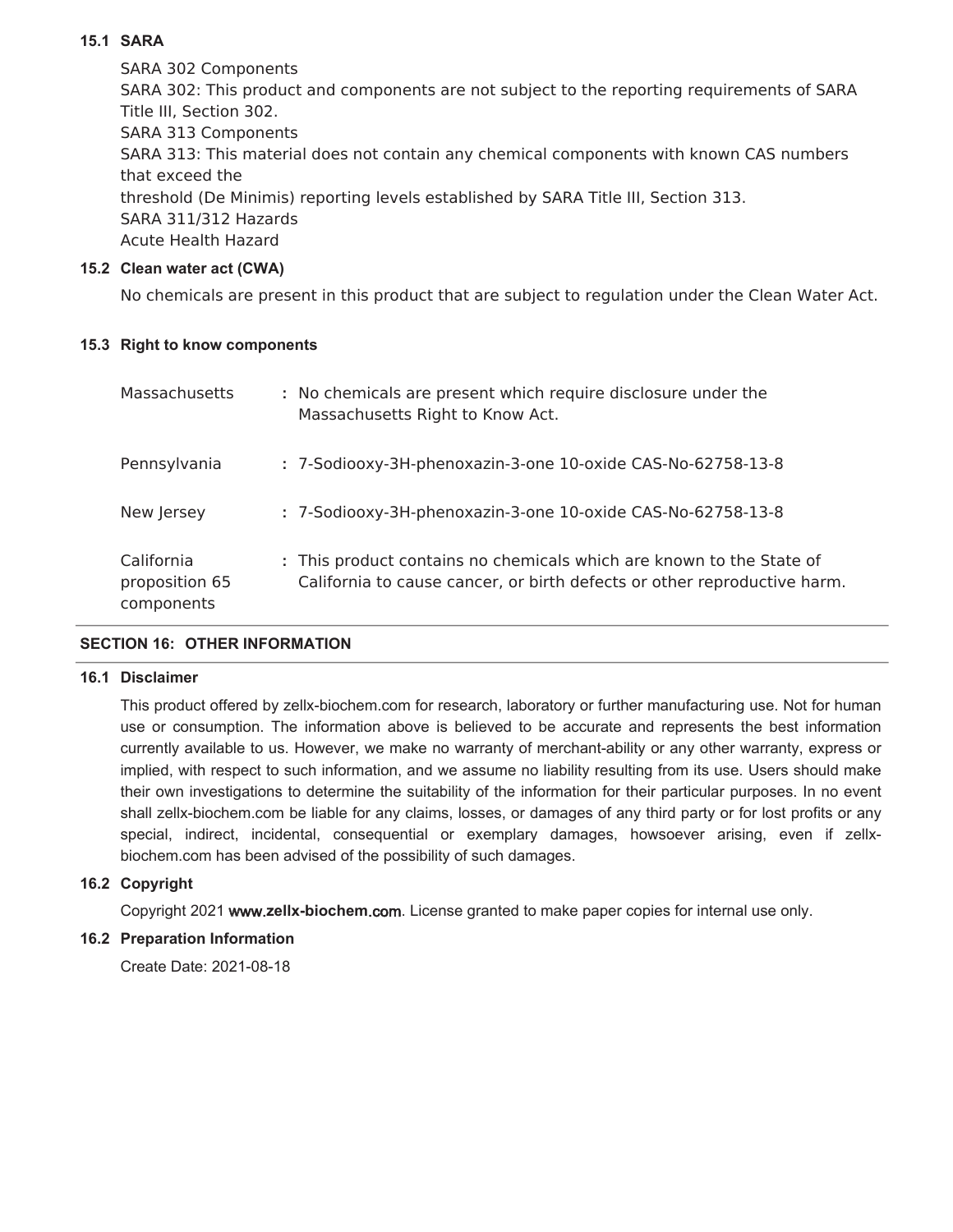### 15.1 SARA

SARA 302 Components
SARA 302: This product and components are not subject to the reporting requirements of SARA Title III, Section 302.
SARA 313 Components
SARA 313: This material does not contain any chemical components with known CAS numbers that exceed the
threshold (De Minimis) reporting levels established by SARA Title III, Section 313.
SARA 311/312 Hazards
Acute Health Hazard

### 15.2 Clean water act (CWA)

No chemicals are present in this product that are subject to regulation under the Clean Water Act.

### 15.3 Right to know components

| | |
|---|---|
| Massachusetts | : No chemicals are present which require disclosure under the Massachusetts Right to Know Act. |
| Pennsylvania | : 7-Sodiooxy-3H-phenoxazin-3-one 10-oxide CAS-No-62758-13-8 |
| New Jersey | : 7-Sodiooxy-3H-phenoxazin-3-one 10-oxide CAS-No-62758-13-8 |
| California proposition 65 components | : This product contains no chemicals which are known to the State of California to cause cancer, or birth defects or other reproductive harm. |

## SECTION 16: OTHER INFORMATION

### 16.1 Disclaimer

This product offered by zellx-biochem.com for research, laboratory or further manufacturing use. Not for human use or consumption. The information above is believed to be accurate and represents the best information currently available to us. However, we make no warranty of merchant-ability or any other warranty, express or implied, with respect to such information, and we assume no liability resulting from its use. Users should make their own investigations to determine the suitability of the information for their particular purposes. In no event shall zellx-biochem.com be liable for any claims, losses, or damages of any third party or for lost profits or any special, indirect, incidental, consequential or exemplary damages, howsoever arising, even if zellx-biochem.com has been advised of the possibility of such damages.

### 16.2 Copyright

Copyright 2021 **www.zellx-biochem.com**. License granted to make paper copies for internal use only.

### 16.2 Preparation Information

Create Date: 2021-08-18